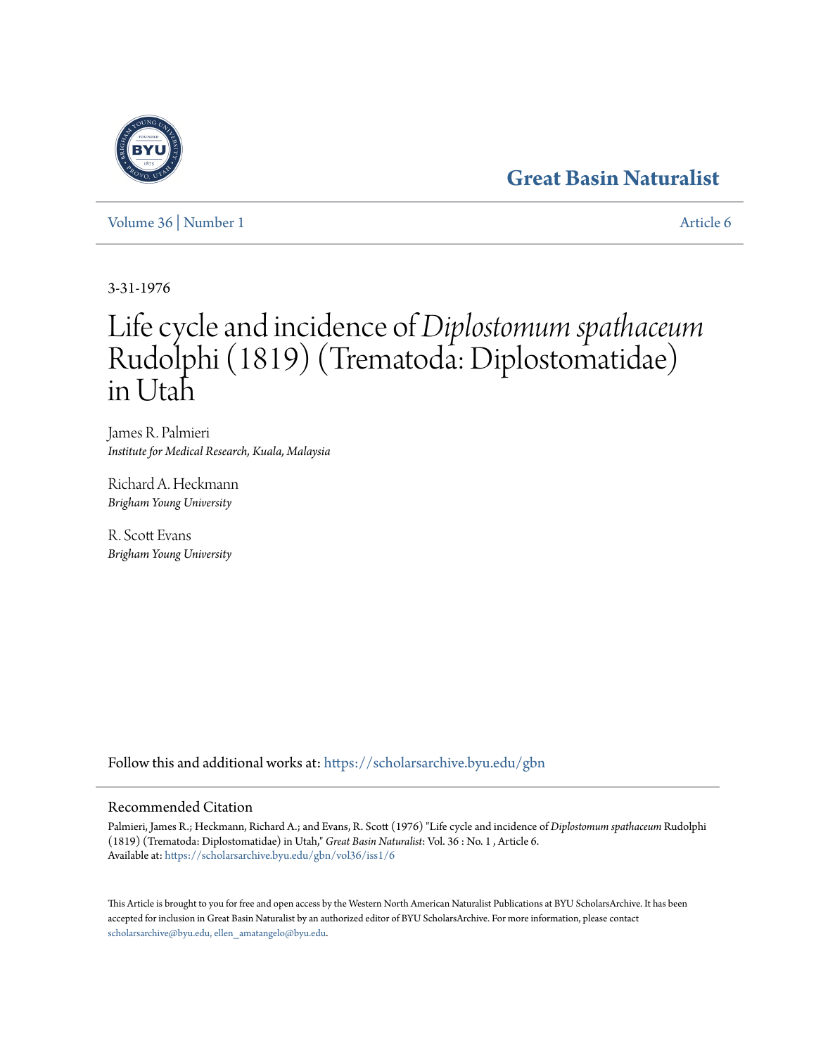# Great Basin Naturalist

Volume 36 | Number 1 — Article 6

3-31-1976

# Life cycle and incidence of *Diplostomum spathaceum* Rudolphi (1819) (Trematoda: Diplostomatidae) in Utah

James R. Palmieri
*Institute for Medical Research, Kuala, Malaysia*

Richard A. Heckmann
*Brigham Young University*

R. Scott Evans
*Brigham Young University*

Follow this and additional works at: https://scholarsarchive.byu.edu/gbn

## Recommended Citation

Palmieri, James R.; Heckmann, Richard A.; and Evans, R. Scott (1976) "Life cycle and incidence of *Diplostomum spathaceum* Rudolphi (1819) (Trematoda: Diplostomatidae) in Utah," *Great Basin Naturalist*: Vol. 36 : No. 1 , Article 6.
Available at: https://scholarsarchive.byu.edu/gbn/vol36/iss1/6

This Article is brought to you for free and open access by the Western North American Naturalist Publications at BYU ScholarsArchive. It has been accepted for inclusion in Great Basin Naturalist by an authorized editor of BYU ScholarsArchive. For more information, please contact scholarsarchive@byu.edu, ellen_amatangelo@byu.edu.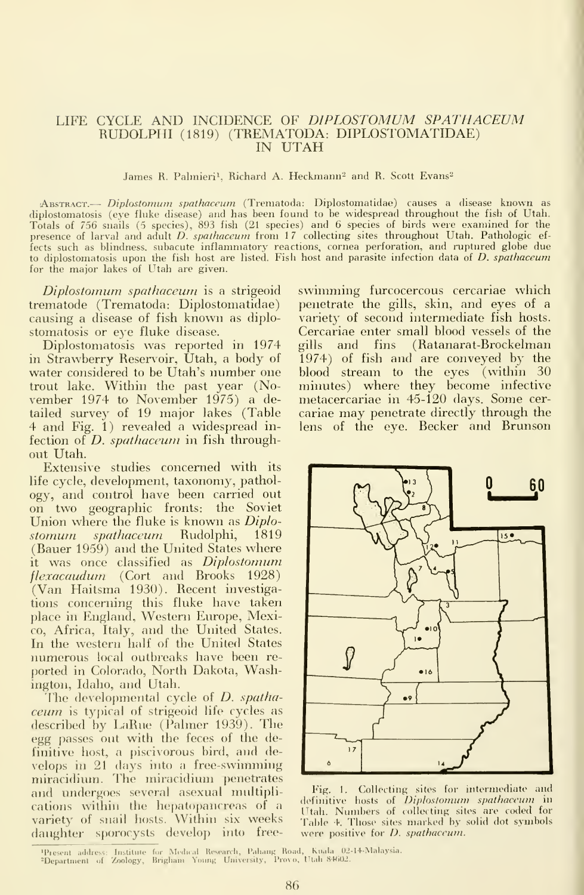# LIFE CYCLE AND INCIDENCE OF *DIPLOSTOMUM SPATHACEUM* RUDOLPHI (1819) (TREMATODA: DIPLOSTOMATIDAE) IN UTAH

James R. Palmieri[1], Richard A. Heckmann[2] and R. Scott Evans[2]

ABSTRACT.— *Diplostomum spathaceum* (Trematoda: Diplostomatidae) causes a disease known as diplostomatosis (eye fluke disease) and has been found to be widespread throughout the fish of Utah. Totals of 756 snails (5 species), 893 fish (21 species) and 6 species of birds were examined for the presence of larval and adult *D. spathaceum* from 17 collecting sites throughout Utah. Pathologic effects such as blindness, subacute inflammatory reactions, cornea perforation, and ruptured globe due to diplostomatosis upon the fish host are listed. Fish host and parasite infection data of *D. spathaceum* for the major lakes of Utah are given.

*Diplostomum spathaceum* is a strigeoid trematode (Trematoda: Diplostomatidae) causing a disease of fish known as diplostomatosis or eye fluke disease.

Diplostomatosis was reported in 1974 in Strawberry Reservoir, Utah, a body of water considered to be Utah's number one trout lake. Within the past year (November 1974 to November 1975) a detailed survey of 19 major lakes (Table 4 and Fig. 1) revealed a widespread infection of *D. spathaceum* in fish throughout Utah.

Extensive studies concerned with its life cycle, development, taxonomy, pathology, and control have been carried out on two geographic fronts: the Soviet Union where the fluke is known as *Diplostomum spathaceum* Rudolphi, 1819 (Bauer 1959) and the United States where it was once classified as *Diplostomum flexacaudum* (Cort and Brooks 1928) (Van Haitsma 1930). Recent investigations concerning this fluke have taken place in England, Western Europe, Mexico, Africa, Italy, and the United States. In the western half of the United States numerous local outbreaks have been reported in Colorado, North Dakota, Washington, Idaho, and Utah.

The developmental cycle of *D. spathaceum* is typical of strigeoid life cycles as described by LaRue (Palmer 1939). The egg passes out with the feces of the definitive host, a piscivorous bird, and develops in 21 days into a free-swimming miracidium. The miracidium penetrates and undergoes several asexual multiplications within the hepatopancreas of a variety of snail hosts. Within six weeks daughter sporocysts develop into free-swimming furcocercous cercariae which penetrate the gills, skin, and eyes of a variety of second intermediate fish hosts. Cercariae enter small blood vessels of the gills and fins (Ratanarat-Brockelman 1974) of fish and are conveyed by the blood stream to the eyes (within 30 minutes) where they become infective metacercariae in 45-120 days. Some cercariae may penetrate directly through the lens of the eye. Becker and Brunson

Fig. 1. Collecting sites for intermediate and definitive hosts of *Diplostomum spathaceum* in Utah. Numbers of collecting sites are coded for Table 4. Those sites marked by solid dot symbols were positive for *D. spathaceum*.

[1]Present address: Institute for Medical Research, Pahang Road, Kuala 02-14-Malaysia.
[2]Department of Zoology, Brigham Young University, Provo, Utah 84602.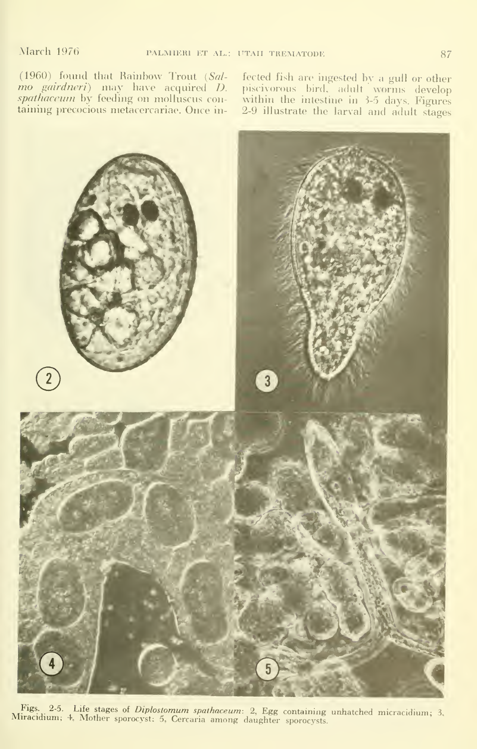(1960) found that Rainbow Trout (*Salmo gairdneri*) may have acquired *D. spathaceum* by feeding on molluscus containing precocious metacercariae. Once infected fish are ingested by a gull or other piscivorous bird, adult worms develop within the intestine in 3-5 days. Figures 2-9 illustrate the larval and adult stages

Figs. 2-5. Life stages of *Diplostomum spathaceum*: 2, Egg containing unhatched micracidium; 3, Miracidium; 4, Mother sporocyst; 5, Cercaria among daughter sporocysts.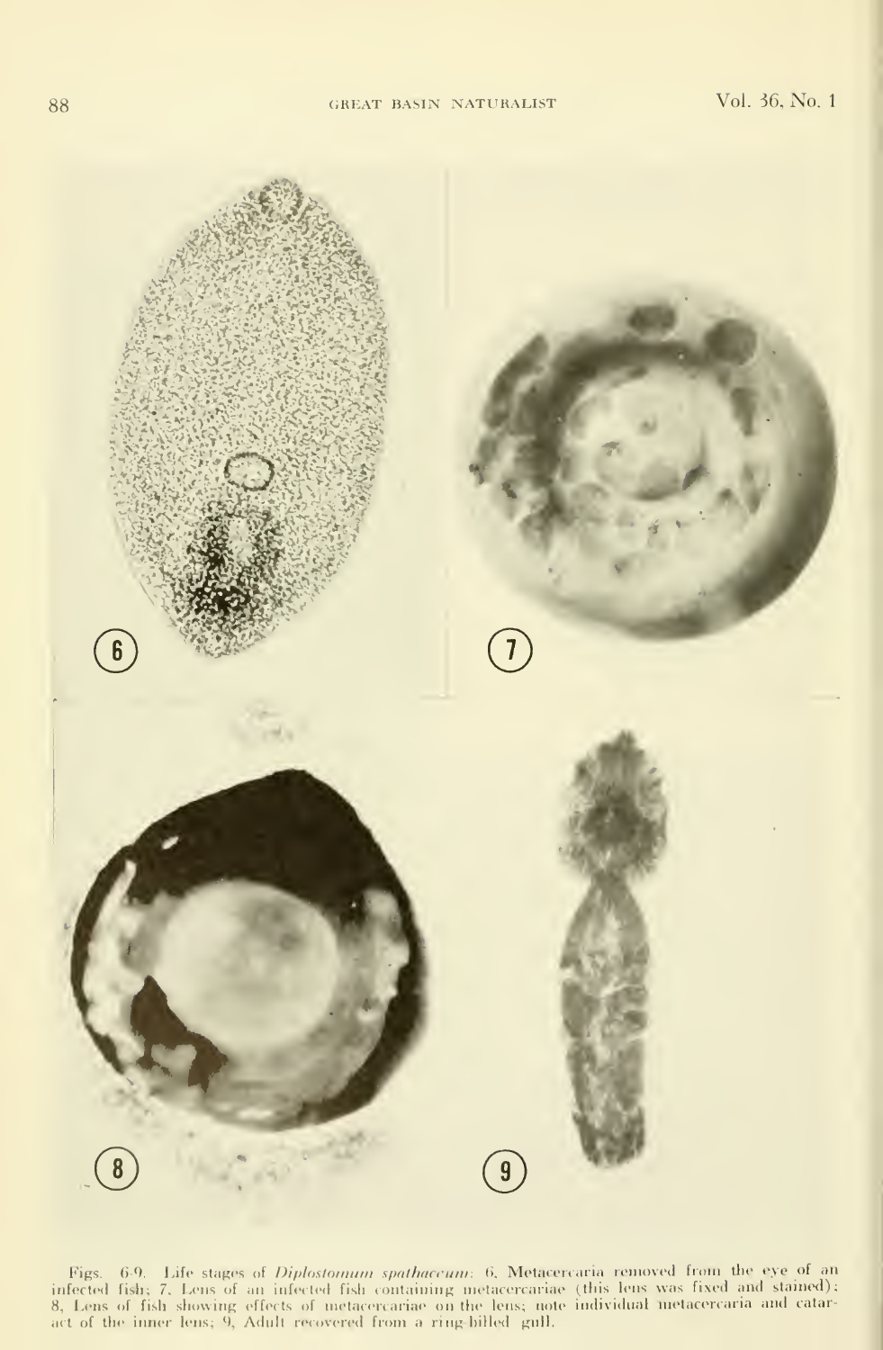Figs. 6-9. Life stages of *Diplostomum spathaceum*: 6, Metacercaria removed from the eye of an infected fish; 7, Lens of an infected fish containing metacercariae (this lens was fixed and stained); 8, Lens of fish showing effects of metacercariae on the lens; note individual metacercaria and cataract of the inner lens; 9, Adult recovered from a ring-billed gull.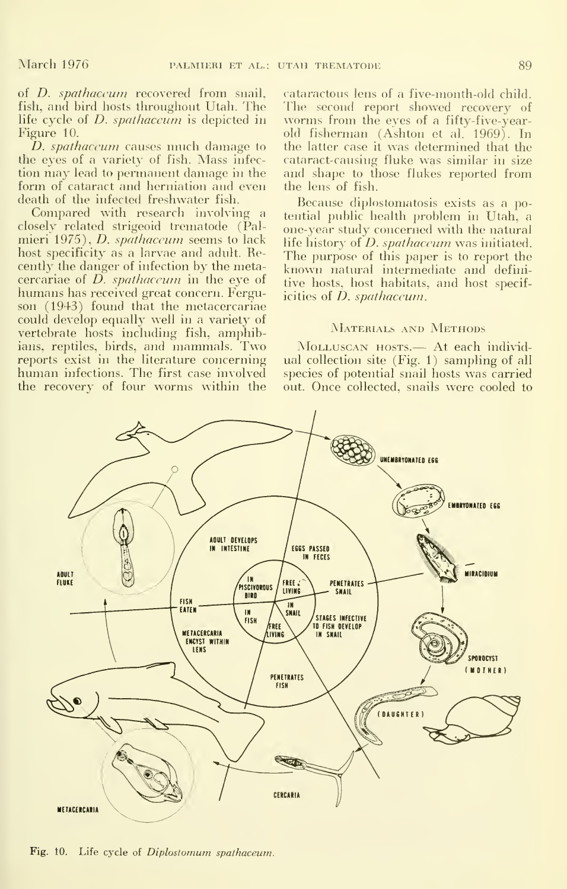of *D. spathaceum* recovered from snail, fish, and bird hosts throughout Utah. The life cycle of *D. spathaceum* is depicted in Figure 10.

*D. spathaceum* causes much damage to the eyes of a variety of fish. Mass infection may lead to permanent damage in the form of cataract and herniation and even death of the infected freshwater fish.

Compared with research involving a closely related strigeoid trematode (Palmieri 1975), *D. spathaceum* seems to lack host specificity as a larvae and adult. Recently the danger of infection by the metacercariae of *D. spathaceum* in the eye of humans has received great concern. Ferguson (1943) found that the metacercariae could develop equally well in a variety of vertebrate hosts including fish, amphibians, reptiles, birds, and mammals. Two reports exist in the literature concerning human infections. The first case involved the recovery of four worms within the cataractous lens of a five-month-old child. The second report showed recovery of worms from the eyes of a fifty-five-year-old fisherman (Ashton et al. 1969). In the latter case it was determined that the cataract-causing fluke was similar in size and shape to those flukes reported from the lens of fish.

Because diplostomatosis exists as a potential public health problem in Utah, a one-year study concerned with the natural life history of *D. spathaceum* was initiated. The purpose of this paper is to report the known natural intermediate and definitive hosts, host habitats, and host specificities of *D. spathaceum*.

## Materials and Methods

Molluscan hosts.— At each individual collection site (Fig. 1) sampling of all species of potential snail hosts was carried out. Once collected, snails were cooled to

Fig. 10. Life cycle of *Diplostomum spathaceum*.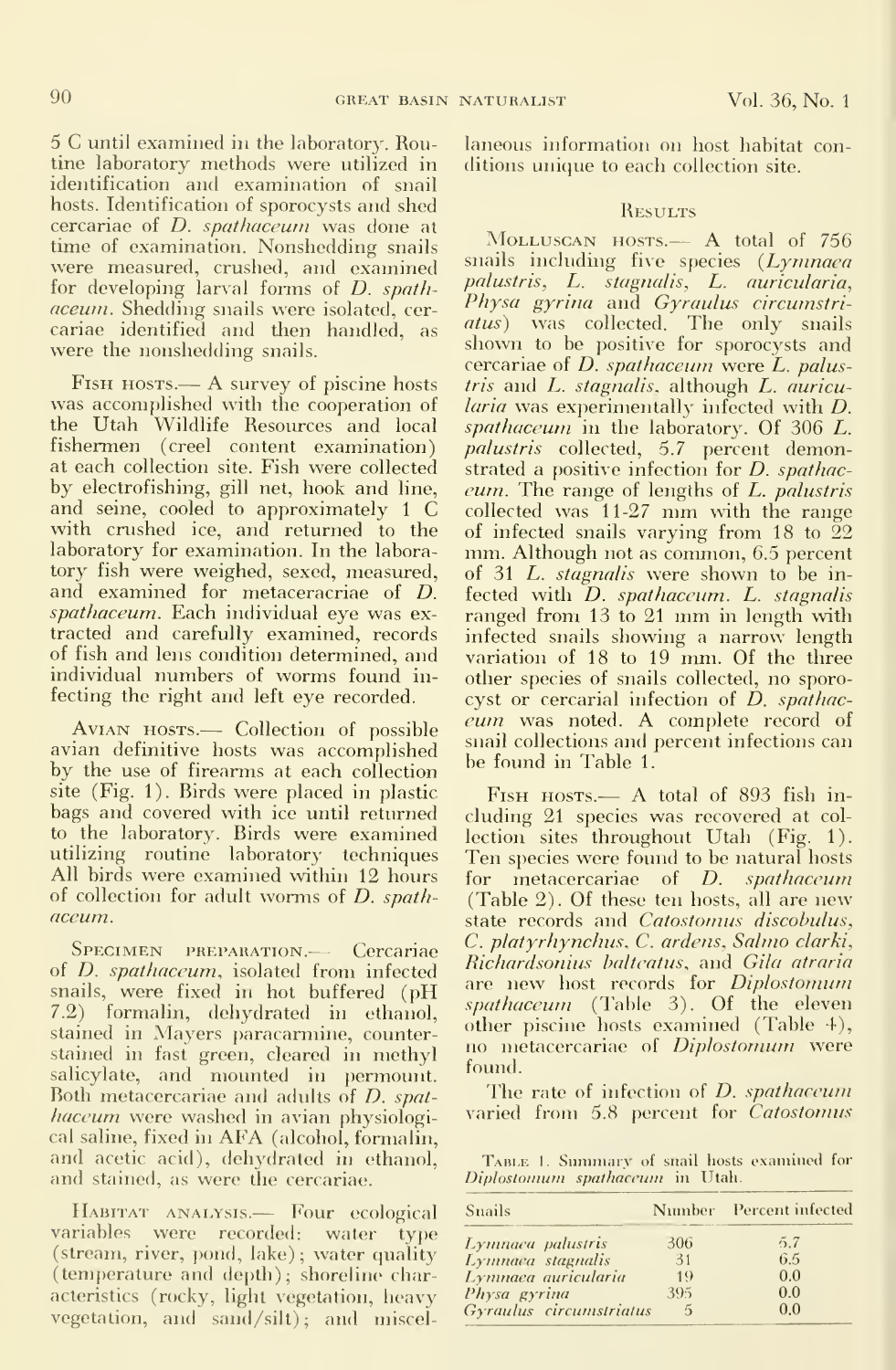5 C until examined in the laboratory. Routine laboratory methods were utilized in identification and examination of snail hosts. Identification of sporocysts and shed cercariae of *D. spathaceum* was done at time of examination. Nonshedding snails were measured, crushed, and examined for developing larval forms of *D. spathaceum*. Shedding snails were isolated, cercariae identified and then handled, as were the nonshedding snails.

Fish hosts.— A survey of piscine hosts was accomplished with the cooperation of the Utah Wildlife Resources and local fishermen (creel content examination) at each collection site. Fish were collected by electrofishing, gill net, hook and line, and seine, cooled to approximately 1 C with crushed ice, and returned to the laboratory for examination. In the laboratory fish were weighed, sexed, measured, and examined for metaceracriae of *D. spathaceum*. Each individual eye was extracted and carefully examined, records of fish and lens condition determined, and individual numbers of worms found infecting the right and left eye recorded.

Avian hosts.— Collection of possible avian definitive hosts was accomplished by the use of firearms at each collection site (Fig. 1). Birds were placed in plastic bags and covered with ice until returned to the laboratory. Birds were examined utilizing routine laboratory techniques All birds were examined within 12 hours of collection for adult worms of *D. spathaceum*.

Specimen preparation.— Cercariae of *D. spathaceum*, isolated from infected snails, were fixed in hot buffered (pH 7.2) formalin, dehydrated in ethanol, stained in Mayers paracarmine, counterstained in fast green, cleared in methyl salicylate, and mounted in permount. Both metacercariae and adults of *D. spathaceum* were washed in avian physiological saline, fixed in AFA (alcohol, formalin, and acetic acid), dehydrated in ethanol, and stained, as were the cercariae.

Habitat analysis.— Four ecological variables were recorded: water type (stream, river, pond, lake); water quality (temperature and depth); shoreline characteristics (rocky, light vegetation, heavy vegetation, and sand/silt); and miscellaneous information on host habitat conditions unique to each collection site.

## Results

Molluscan hosts.— A total of 756 snails including five species (*Lymnaea palustris*, *L. stagnalis*, *L. auricularia*, *Physa gyrina* and *Gyraulus circumstriatus*) was collected. The only snails shown to be positive for sporocysts and cercariae of *D. spathaceum* were *L. palustris* and *L. stagnalis*, although *L. auricularia* was experimentally infected with *D. spathaceum* in the laboratory. Of 306 *L. palustris* collected, 5.7 percent demonstrated a positive infection for *D. spathaceum*. The range of lengths of *L. palustris* collected was 11-27 mm with the range of infected snails varying from 18 to 22 mm. Although not as common, 6.5 percent of 31 *L. stagnalis* were shown to be infected with *D. spathaceum*. *L. stagnalis* ranged from 13 to 21 mm in length with infected snails showing a narrow length variation of 18 to 19 mm. Of the three other species of snails collected, no sporocyst or cercarial infection of *D. spathaceum* was noted. A complete record of snail collections and percent infections can be found in Table 1.

Fish hosts.— A total of 893 fish including 21 species was recovered at collection sites throughout Utah (Fig. 1). Ten species were found to be natural hosts for metacercariae of *D. spathaceum* (Table 2). Of these ten hosts, all are new state records and *Catostomus discobulus*, *C. platyrhynchus*, *C. ardens*, *Salmo clarki*, *Richardsonius balteatus*, and *Gila atraria* are new host records for *Diplostomum spathaceum* (Table 3). Of the eleven other piscine hosts examined (Table 4), no metacercariae of *Diplostomum* were found.

The rate of infection of *D. spathaceum* varied from 5.8 percent for *Catostomus*

Table 1. Summary of snail hosts examined for *Diplostomum spathaceum* in Utah.

| Snails | Number | Percent infected |
|---|---|---|
| *Lymnaea palustris* | 306 | 5.7 |
| *Lymnaea stagnalis* | 31 | 6.5 |
| *Lymnaea auricularia* | 19 | 0.0 |
| *Physa gyrina* | 395 | 0.0 |
| *Gyraulus circumstriatus* | 5 | 0.0 |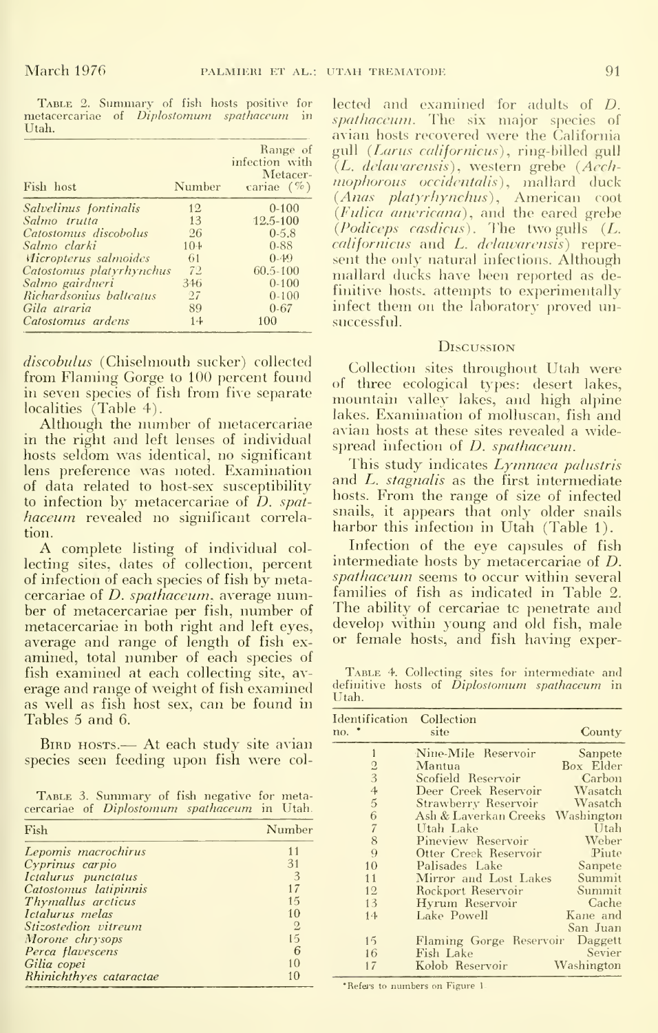Table 2. Summary of fish hosts positive for metacercariae of *Diplostomum spathaceum* in Utah.

| Fish host | Number | Range of infection with Metacercariae (%) |
|---|---|---|
| *Salvelinus fontinalis* | 12 | 0-100 |
| *Salmo trutta* | 13 | 12.5-100 |
| *Catostomus discobolus* | 26 | 0-5.8 |
| *Salmo clarki* | 104 | 0-88 |
| *Micropterus salmoides* | 61 | 0-49 |
| *Catostomus platyrhynchus* | 72 | 60.5-100 |
| *Salmo gairdneri* | 346 | 0-100 |
| *Richardsonius balteatus* | 27 | 0-100 |
| *Gila atraria* | 89 | 0-67 |
| *Catostomus ardens* | 14 | 100 |

*discobulus* (Chiselmouth sucker) collected from Flaming Gorge to 100 percent found in seven species of fish from five separate localities (Table 4).

Although the number of metacercariae in the right and left lenses of individual hosts seldom was identical, no significant lens preference was noted. Examination of data related to host-sex susceptibility to infection by metacercariae of *D. spathaceum* revealed no significant correlation.

A complete listing of individual collecting sites, dates of collection, percent of infection of each species of fish by metacercariae of *D. spathaceum*, average number of metacercariae per fish, number of metacercariae in both right and left eyes, average and range of length of fish examined, total number of each species of fish examined at each collecting site, average and range of weight of fish examined as well as fish host sex, can be found in Tables 5 and 6.

Bird hosts.— At each study site avian species seen feeding upon fish were collected and examined for adults of *D. spathaceum*. The six major species of avian hosts recovered were the California gull (*Larus californicus*), ring-billed gull (*L. delawarensis*), western grebe (*Aechmophorous occidentalis*), mallard duck (*Anas platyrhynchus*), American coot (*Fulica americana*), and the eared grebe (*Podiceps casdicus*). The two gulls (*L. californicus* and *L. delawarensis*) represent the only natural infections. Although mallard ducks have been reported as definitive hosts, attempts to experimentally infect them on the laboratory proved unsuccessful.

Table 3. Summary of fish negative for metacercariae of *Diplostomum spathaceum* in Utah.

| Fish | Number |
|---|---|
| *Lepomis macrochirus* | 11 |
| *Cyprinus carpio* | 31 |
| *Ictalurus punctatus* | 3 |
| *Catostomus latipinnis* | 17 |
| *Thymallus arcticus* | 15 |
| *Ictalurus melas* | 10 |
| *Stizostedion vitreum* | 2 |
| *Morone chrysops* | 15 |
| *Perca flavescens* | 6 |
| *Gilia copei* | 10 |
| *Rhinichthyes cataractae* | 10 |

## Discussion

Collection sites throughout Utah were of three ecological types: desert lakes, mountain valley lakes, and high alpine lakes. Examination of molluscan, fish and avian hosts at these sites revealed a widespread infection of *D. spathaceum*.

This study indicates *Lymnaea palustris* and *L. stagnalis* as the first intermediate hosts. From the range of size of infected snails, it appears that only older snails harbor this infection in Utah (Table 1).

Infection of the eye capsules of fish intermediate hosts by metacercariae of *D. spathaceum* seems to occur within several families of fish as indicated in Table 2. The ability of cercariae tc penetrate and develop within young and old fish, male or female hosts, and fish having exper-

Table 4. Collecting sites for intermediate and definitive hosts of *Diplostomum spathaceum* in Utah.

| Identification no. * | Collection site | County |
|---|---|---|
| 1 | Nine-Mile Reservoir | Sanpete |
| 2 | Mantua | Box Elder |
| 3 | Scofield Reservoir | Carbon |
| 4 | Deer Creek Reservoir | Wasatch |
| 5 | Strawberry Reservoir | Wasatch |
| 6 | Ash & Laverkan Creeks | Washington |
| 7 | Utah Lake | Utah |
| 8 | Pineview Reservoir | Weber |
| 9 | Otter Creek Reservoir | Piute |
| 10 | Palisades Lake | Sanpete |
| 11 | Mirror and Lost Lakes | Summit |
| 12 | Rockport Reservoir | Summit |
| 13 | Hyrum Reservoir | Cache |
| 14 | Lake Powell | Kane and San Juan |
| 15 | Flaming Gorge Reservoir | Daggett |
| 16 | Fish Lake | Sevier |
| 17 | Kolob Reservoir | Washington |

*Refers to numbers on Figure 1.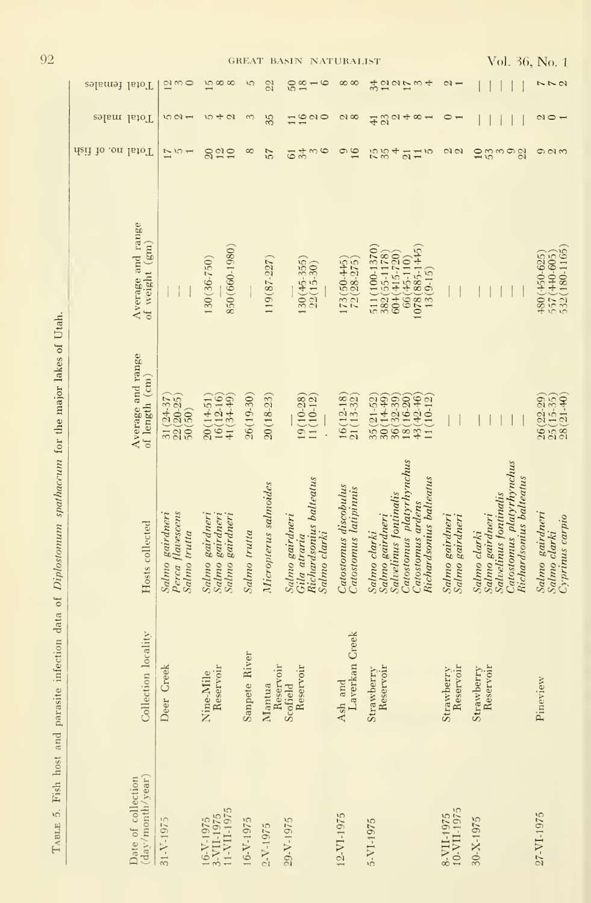Table 5. Fish host and parasite infection data of *Diplostomum spathaceum* for the major lakes of Utah.

| Date of collection (day/month/year) | Collection locality | Hosts collected | Average and range of length (cm) | Average and range of weight (gm) | Total no. of fish | Total males | Total females |
|---|---|---|---|---|---|---|---|
| 31-V-1975 | Deer Creek | *Salmo gairdneri* | 31(24-37) | — | 17 | 5 | 12 |
| | | *Perca flavescens* | 22(20-25) | — | 5 | 2 | 3 |
| | | *Salmo trutta* | 50(50) | — | 1 | 1 | 0 |
| 16-V-1975 | Nine-Mile Reservoir | *Salmo gairdneri* | 20(14-51) | 130(36-750) | 20 | 5 | 15 |
| 3-VII-1975 | | *Salmo gairdneri* | 16(12-16) | — | 12 | 4 | 8 |
| 11-VII-1975 | | *Salmo gairdneri* | 41(34-49) | 850(660-1980) | 10 | 2 | 8 |
| 16-V-1975 | Sanpete River | *Salmo trutta* | 26(19-30) | — | 8 | 3 | 5 |
| 2-V-1975 | Mantua Reservoir | *Micropterus salmoides* | 20(18-23) | 119(87-227) | 57 | 35 | 22 |
| 29-V-1975 | Scofield Reservoir | *Salmo gairdneri* | — | — | 61 | 11 | 50 |
| | | *Gila atraria* | 19(10-28) | 130(45-355) | 34 | 16 | 18 |
| | | *Richardsonius balteatus* | 11(10-12) | 22(15-30) | 3 | 2 | 1 |
| | | *Salmo clarki* | — | — | 6 | 0 | 6 |
| 12-VI-1975 | Ash and Laverkan Creek | *Catostomus discobulus* | 16(12-18) | 173(50-445) | 9 | 2 | 8 |
| | | *Catostomus latipinnis* | 21(13-32) | 72(28-275) | 16 | 8 | 8 |
| 5-VI-1975 | Strawberry Reservoir | *Salmo clarki* | 35(21-52) | 511(100-1370) | 75 | 41 | 34 |
| | | *Salmo gairdneri* | 30(14-49) | 382(55-1178) | 35 | 23 | 12 |
| | | *Salvelinus fontinalis* | 36(32-39) | 604(415-720) | 4 | 2 | 2 |
| | | *Catostomus platyrhynchus* | 18(16-20) | 66(45-110) | 21 | 4 | 17 |
| | | *Catostomus ardens* | 43(42-46) | 1078(885-1445) | 11 | 8 | 3 |
| | | *Richardsonius balteatus* | 11(10-12) | 13(9-15) | 5 | 1 | 4 |
| 8-VII-1975 | Strawberry Reservoir | *Salmo gairdneri* | — | — | 2 | 0 | 2 |
| 10-VII-1975 | | *Salmo gairdneri* | — | — | 2 | 1 | 1 |
| 30-X-1975 | Strawberry Reservoir | *Salmo clarki* | — | — | 10 | — | — |
| | | *Salmo gairdneri* | — | — | 53 | — | — |
| | | *Salvelinus fontinalis* | — | — | 3 | — | — |
| | | *Catostomus platyrhynchus* | — | — | 9 | — | — |
| | | *Richardsonius balteatus* | — | — | 22 | — | — |
| 27-VI-1975 | Pineview | *Salmo gairdneri* | 26(22-29) | 480(450-625) | 9 | 2 | 7 |
| | | *Salmo clarki* | 25(15-35) | 557(440-605) | 7 | 0 | 7 |
| | | *Cyprinus carpio* | 28(21-40) | 532(180-1165) | 3 | 1 | 2 |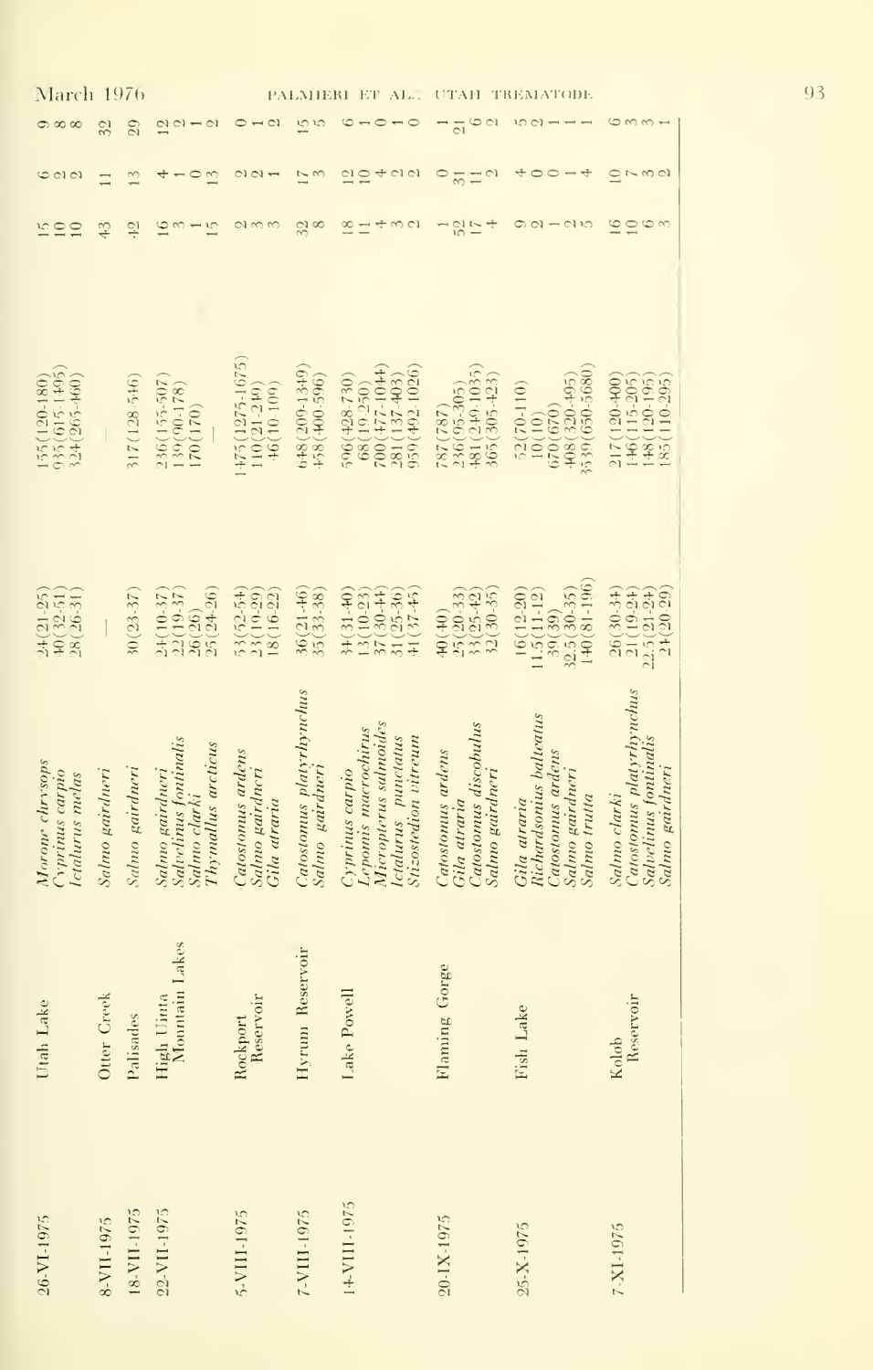| | | | | | | | |
|---|---|---|---|---|---|---|---|
| 26-VI-1975 | Utah Lake | *Morone chrysops* | 24(21-25) | 155(120-180) | 15 | 6 | 9 |
| | | *Cyprinus carpio* | 40(32-51) | 935(615-1495) | 10 | 2 | 8 |
| | | *Ictalurus melas* | 28(26-31) | 324(265-460) | 10 | 2 | 8 |
| 8-VII-1975 | Otter Creek | *Salmo gairdneri* | — | — | 43 | 11 | 32 |
| 18-VII-1975 | Palisades | *Salmo gairdneri* | 30(23-37) | 317(128-546) | 42 | 13 | 29 |
| 22-VII-1975 | High Uinta Mountain Lakes | *Salmo gairdneri* | 24(10-37) | 236(155-507) | 16 | 4 | 12 |
| | | *Salvelinus fontinalis* | 22(19-37) | 139(90-178) | 3 | 1 | 2 |
| | | *Salmo clarki* | 26(26) | 170(170) | 1 | 0 | 1 |
| | | *Thymallus arcticus* | 25(24-26) | — | 15 | 13 | 2 |
| 5-VIII-1975 | Rockport Reservoir | *Catostomus ardens* | 53(52-54) | 1475(1275-1675) | 2 | 2 | 0 |
| | | *Salmo gairdneri* | 23(19-29) | 110(21-249) | 3 | 2 | 1 |
| | | *Gila atraria* | 18(16-22) | 46(10-109) | 3 | 1 | 2 |
| 7-VIII-1975 | Hyrum Reservoir | *Catostomus platyrhynchus* | 36(21-46) | 648(209-1349) | 32 | 17 | 15 |
| | | *Salmo gairdneri* | 35(33-38) | 458(400-596) | 8 | 3 | 5 |
| 14-VIII-1975 | Lake Powell | *Cyprinus carpio* | 34(31-40) | 596(428-730) | 18 | 12 | 6 |
| | | *Lepomis macrochirus* | 13(10-23) | 68(19-250) | 11 | 10 | 1 |
| | | *Micropterus salmoides* | 37(30-44) | 700(477-1044) | 4 | 4 | 0 |
| | | *Ictalurus punctatus* | 31(25-36) | 281(137-403) | 3 | 2 | 1 |
| | | *Stizostedion vitreum* | 41(37-45) | 959(402-1026) | 2 | 2 | 0 |
| 20-IX-1975 | Flaming Gorge | *Catostomus ardens* | 40(40) | 787(787) | 1 | 0 | 1 |
| | | *Gila atraria* | 25(20-33) | 236(95-305) | 52 | 31 | 21 |
| | | *Catostomus discobolus* | 33(25-42) | 481(249-1035) | 17 | 11 | 6 |
| | | *Salmo gairdneri* | 32(30-35) | 365(305-423) | 4 | 2 | 2 |
| 25-X-1975 | Fish Lake | *Gila atraria* | 16(12-20) | 52(70-110) | 9 | 4 | 5 |
| | | *Richardsonius balteatus* | 11.5(11-12) | 10(10) | 2 | 0 | 2 |
| | | *Catostomus ardens* | 39(39) | 670(670) | 1 | 0 | 1 |
| | | *Salmo gairdneri* | 32.5(30-35) | 408(320-495) | 2 | 1 | 1 |
| | | *Salmo trutta* | 140(81-196) | 3539(650-5680) | 5 | 4 | 1 |
| 7-XI-1975 | Kolob Reservoir | *Salmo clarki* | 26(30-34) | 217(120-400) | 16 | 10 | 6 |
| | | *Catostomus platyrhynchus* | 21(19-24) | 146(115-205) | 10 | 7 | 3 |
| | | *Salvelinus fontinalis* | 22.5(21-24) | 148(120-195) | 6 | 3 | 3 |
| | | *Salmo gairdneri* | 24(20-29) | 185(110-295) | 3 | 2 | 1 |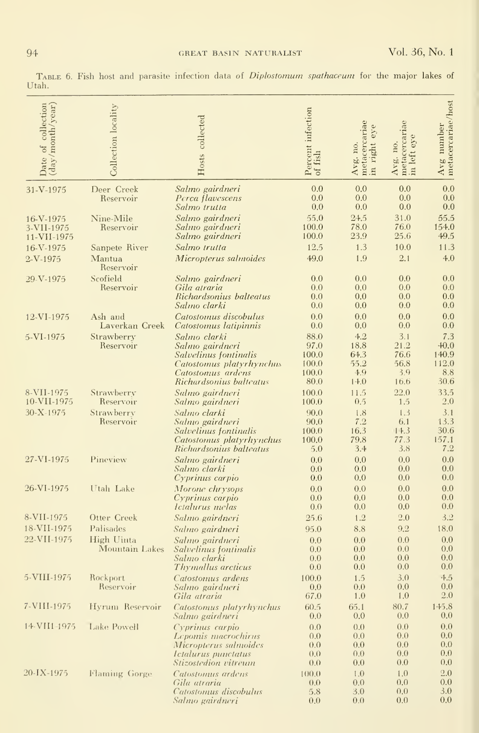Table 6. Fish host and parasite infection data of *Diplostomum spathaceum* for the major lakes of Utah.

| Date of collection (day/month/year) | Collection locality | Hosts collected | Percent infection of fish | Avg. no. metacercariae in right eye | Avg. no. metacercariae in left eye | Avg number metacercariae/host |
|---|---|---|---|---|---|---|
| 31-V-1975 | Deer Creek Reservoir | *Salmo gairdneri* | 0.0 | 0.0 | 0.0 | 0.0 |
| | | *Perca flavescens* | 0.0 | 0.0 | 0.0 | 0.0 |
| | | *Salmo trutta* | 0.0 | 0.0 | 0.0 | 0.0 |
| 16-V-1975 | Nine-Mile Reservoir | *Salmo gairdneri* | 55.0 | 24.5 | 31.0 | 55.5 |
| 3-VII-1975 | | *Salmo gairdneri* | 100.0 | 78.0 | 76.0 | 154.0 |
| 11-VII-1975 | | *Salmo gairdneri* | 100.0 | 23.9 | 25.6 | 49.5 |
| 16-V-1975 | Sanpete River | *Salmo trutta* | 12.5 | 1.3 | 10.0 | 11.3 |
| 2-V-1975 | Mantua Reservoir | *Micropterus salmoides* | 49.0 | 1.9 | 2.1 | 4.0 |
| 29-V-1975 | Scofield Reservoir | *Salmo gairdneri* | 0.0 | 0.0 | 0.0 | 0.0 |
| | | *Gila atraria* | 0.0 | 0.0 | 0.0 | 0.0 |
| | | *Richardsonius balteatus* | 0.0 | 0.0 | 0.0 | 0.0 |
| | | *Salmo clarki* | 0.0 | 0.0 | 0.0 | 0.0 |
| 12-VI-1975 | Ash and Laverkan Creek | *Catostomus discobulus* | 0.0 | 0.0 | 0.0 | 0.0 |
| | | *Catostomus latipinnis* | 0.0 | 0.0 | 0.0 | 0.0 |
| 5-VI-1975 | Strawberry Reservoir | *Salmo clarki* | 88.0 | 4.2 | 3.1 | 7.3 |
| | | *Salmo gairdneri* | 97.0 | 18.8 | 21.2 | 40.0 |
| | | *Salvelinus fontinalis* | 100.0 | 64.3 | 76.6 | 140.9 |
| | | *Catostomus platyrhynchus* | 100.0 | 55.2 | 56.8 | 112.0 |
| | | *Catostomus ardens* | 100.0 | 4.9 | 3.9 | 8.8 |
| | | *Richardsonius balteatus* | 80.0 | 14.0 | 16.6 | 30.6 |
| 8-VII-1975 | Strawberry Reservoir | *Salmo gairdneri* | 100.0 | 11.5 | 22.0 | 33.5 |
| 10-VII-1975 | | *Salmo gairdneri* | 100.0 | 0.5 | 1.5 | 2.0 |
| 30-X-1975 | Strawberry Reservoir | *Salmo clarki* | 90.0 | 1.8 | 1.3 | 3.1 |
| | | *Salmo gairdneri* | 90.0 | 7.2 | 6.1 | 13.3 |
| | | *Salvelinus fontinalis* | 100.0 | 16.3 | 14.3 | 30.6 |
| | | *Catostomus platyrhynchus* | 100.0 | 79.8 | 77.3 | 157.1 |
| | | *Richardsonius balteatus* | 5.0 | 3.4 | 3.8 | 7.2 |
| 27-VI-1975 | Pineview | *Salmo gairdneri* | 0.0 | 0.0 | 0.0 | 0.0 |
| | | *Salmo clarki* | 0.0 | 0.0 | 0.0 | 0.0 |
| | | *Cyprinus carpio* | 0.0 | 0.0 | 0.0 | 0.0 |
| 26-VI-1975 | Utah Lake | *Morone chrysops* | 0.0 | 0.0 | 0.0 | 0.0 |
| | | *Cyprinus carpio* | 0.0 | 0.0 | 0.0 | 0.0 |
| | | *Ictalurus melas* | 0.0 | 0.0 | 0.0 | 0.0 |
| 8-VII-1975 | Otter Creek | *Salmo gairdneri* | 25.6 | 1.2 | 2.0 | 3.2 |
| 18-VII-1975 | Palisades | *Salmo gairdneri* | 95.0 | 8.8 | 9.2 | 18.0 |
| 22-VII-1975 | High Uinta Mountain Lakes | *Salmo gairdneri* | 0.0 | 0.0 | 0.0 | 0.0 |
| | | *Salvelinus fontinalis* | 0.0 | 0.0 | 0.0 | 0.0 |
| | | *Salmo clarki* | 0.0 | 0.0 | 0.0 | 0.0 |
| | | *Thymallus arcticus* | 0.0 | 0.0 | 0.0 | 0.0 |
| 5-VIII-1975 | Rockport Reservoir | *Catostomus ardens* | 100.0 | 1.5 | 3.0 | 4.5 |
| | | *Salmo gairdneri* | 0.0 | 0.0 | 0.0 | 0.0 |
| | | *Gila atraria* | 67.0 | 1.0 | 1.0 | 2.0 |
| 7-VIII-1975 | Hyrum Reservoir | *Catostomus platyrhynchus* | 60.5 | 65.1 | 80.7 | 145.8 |
| | | *Salmo gairdneri* | 0.0 | 0.0 | 0.0 | 0.0 |
| 14-VIII-1975 | Lake Powell | *Cyprinus carpio* | 0.0 | 0.0 | 0.0 | 0.0 |
| | | *Lepomis macrochirus* | 0.0 | 0.0 | 0.0 | 0.0 |
| | | *Micropterus salmoides* | 0.0 | 0.0 | 0.0 | 0.0 |
| | | *Ictalurus punctatus* | 0.0 | 0.0 | 0.0 | 0.0 |
| | | *Stizostedion vitreum* | 0.0 | 0.0 | 0.0 | 0.0 |
| 20-IX-1975 | Flaming Gorge | *Catostomus ardens* | 100.0 | 1.0 | 1.0 | 2.0 |
| | | *Gila atraria* | 0.0 | 0.0 | 0.0 | 0.0 |
| | | *Catostomus discobulus* | 5.8 | 3.0 | 0.0 | 3.0 |
| | | *Salmo gairdneri* | 0.0 | 0.0 | 0.0 | 0.0 |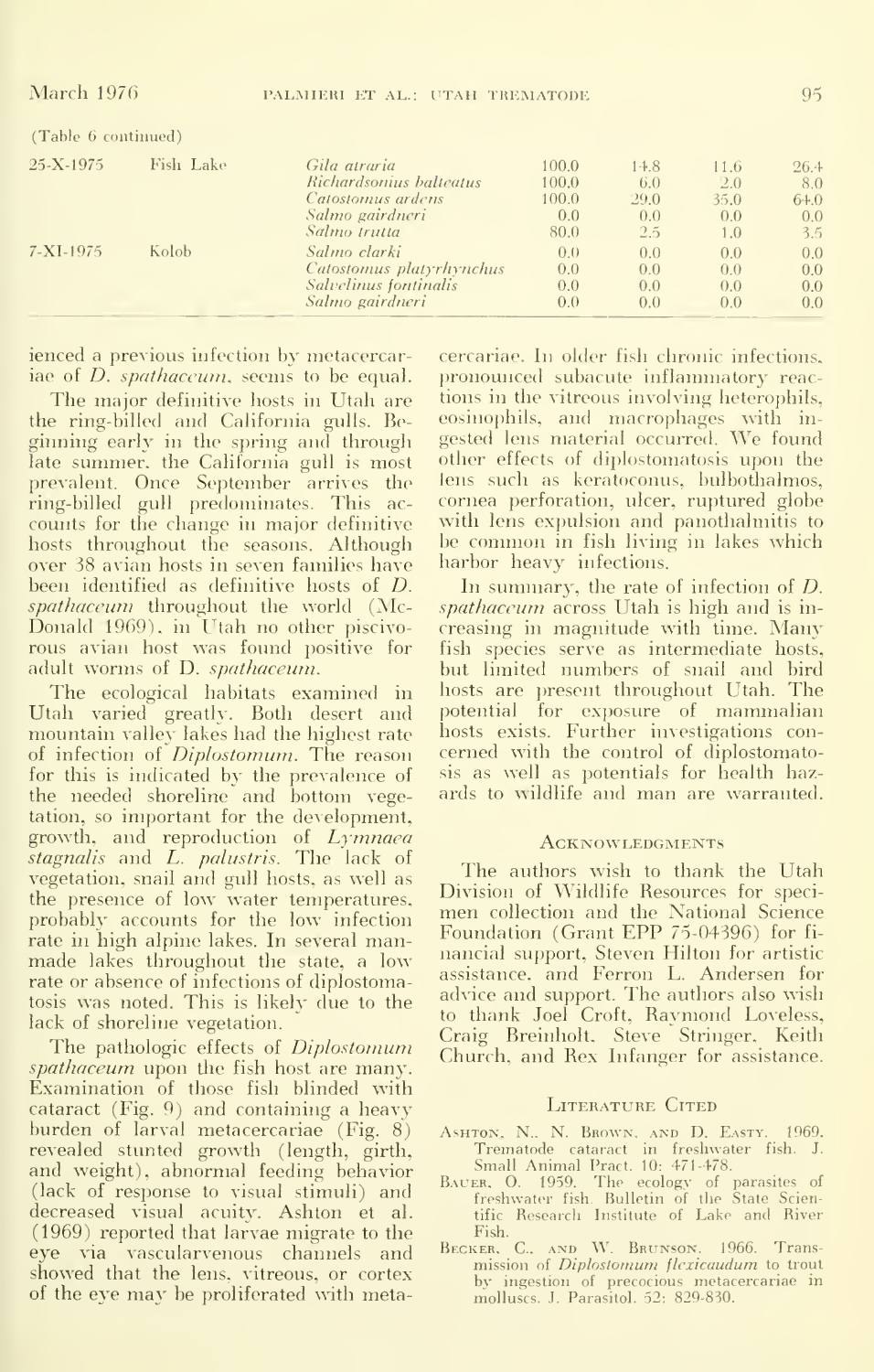(Table 6 continued)

| | | | | | | |
|---|---|---|---|---|---|---|
| 25-X-1975 | Fish Lake | *Gila atraria* | 100.0 | 14.8 | 11.6 | 26.4 |
| | | *Richardsonius balteatus* | 100.0 | 6.0 | 2.0 | 8.0 |
| | | *Catostomus ardens* | 100.0 | 29.0 | 35.0 | 64.0 |
| | | *Salmo gairdneri* | 0.0 | 0.0 | 0.0 | 0.0 |
| | | *Salmo trutta* | 80.0 | 2.5 | 1.0 | 3.5 |
| 7-XI-1975 | Kolob | *Salmo clarki* | 0.0 | 0.0 | 0.0 | 0.0 |
| | | *Catostomus platyrhynchus* | 0.0 | 0.0 | 0.0 | 0.0 |
| | | *Salvelinus fontinalis* | 0.0 | 0.0 | 0.0 | 0.0 |
| | | *Salmo gairdneri* | 0.0 | 0.0 | 0.0 | 0.0 |

ienced a previous infection by metacercariae of *D. spathaceum*, seems to be equal.

The major definitive hosts in Utah are the ring-billed and California gulls. Beginning early in the spring and through late summer, the California gull is most prevalent. Once September arrives the ring-billed gull predominates. This accounts for the change in major definitive hosts throughout the seasons. Although over 38 avian hosts in seven families have been identified as definitive hosts of *D. spathaceum* throughout the world (McDonald 1969), in Utah no other piscivorous avian host was found positive for adult worms of D. *spathaceum*.

The ecological habitats examined in Utah varied greatly. Both desert and mountain valley lakes had the highest rate of infection of *Diplostomum*. The reason for this is indicated by the prevalence of the needed shoreline and bottom vegetation, so important for the development, growth, and reproduction of *Lymnaea stagnalis* and *L. palustris*. The lack of vegetation, snail and gull hosts, as well as the presence of low water temperatures, probably accounts for the low infection rate in high alpine lakes. In several manmade lakes throughout the state, a low rate or absence of infections of diplostomatosis was noted. This is likely due to the lack of shoreline vegetation.

The pathologic effects of *Diplostomum spathaceum* upon the fish host are many. Examination of those fish blinded with cataract (Fig. 9) and containing a heavy burden of larval metacercariae (Fig. 8) revealed stunted growth (length, girth, and weight), abnormal feeding behavior (lack of response to visual stimuli) and decreased visual acuity. Ashton et al. (1969) reported that larvae migrate to the eye via vascularvenous channels and showed that the lens, vitreous, or cortex of the eye may be proliferated with metacercariae. In older fish chronic infections, pronounced subacute inflammatory reactions in the vitreous involving heterophils, eosinophils, and macrophages with ingested lens material occurred. We found other effects of diplostomatosis upon the lens such as keratoconus, bulbothalmos, cornea perforation, ulcer, ruptured globe with lens expulsion and panothalmitis to be common in fish living in lakes which harbor heavy infections.

In summary, the rate of infection of *D. spathaceum* across Utah is high and is increasing in magnitude with time. Many fish species serve as intermediate hosts, but limited numbers of snail and bird hosts are present throughout Utah. The potential for exposure of mammalian hosts exists. Further investigations concerned with the control of diplostomatosis as well as potentials for health hazards to wildlife and man are warranted.

## Acknowledgments

The authors wish to thank the Utah Division of Wildlife Resources for specimen collection and the National Science Foundation (Grant EPP 75-04396) for financial support, Steven Hilton for artistic assistance, and Ferron L. Andersen for advice and support. The authors also wish to thank Joel Croft, Raymond Loveless, Craig Breinholt, Steve Stringer, Keith Church, and Rex Infanger for assistance.

## Literature Cited

Ashton, N., N. Brown, and D. Easty. 1969. Trematode cataract in freshwater fish. J. Small Animal Pract. 10: 471-478.

Bauer, O. 1959. The ecology of parasites of freshwater fish. Bulletin of the State Scientific Research Institute of Lake and River Fish.

Becker, C., and W. Brunson. 1966. Transmission of *Diplostomum flexicaudum* to trout by ingestion of precocious metacercariae in molluscs. J. Parasitol. 52: 829-830.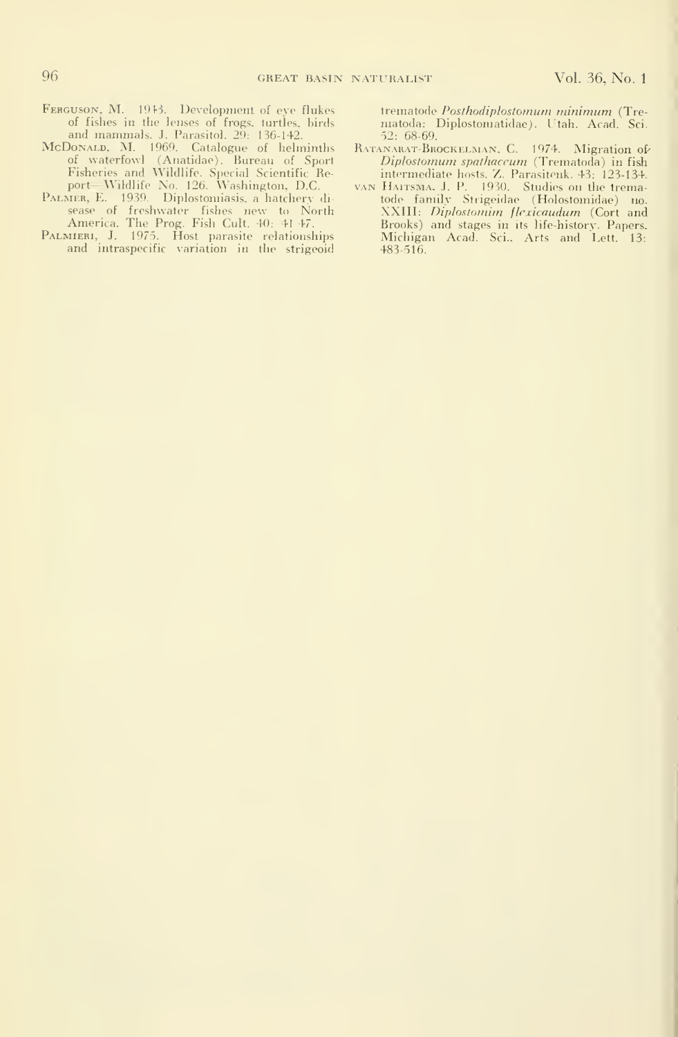Ferguson, M. 1943. Development of eye flukes of fishes in the lenses of frogs, turtles, birds and mammals. J. Parasitol. 29: 136-142.

McDonald, M. 1969. Catalogue of helminths of waterfowl (Anatidae). Bureau of Sport Fisheries and Wildlife. Special Scientific Report—Wildlife No. 126. Washington, D.C.

Palmer, E. 1939. Diplostomiasis, a hatchery disease of freshwater fishes new to North America. The Prog. Fish Cult. 40: 41-47.

Palmieri, J. 1975. Host parasite relationships and intraspecific variation in the strigeoid trematode *Posthodiplostomum minimum* (Trematoda: Diplostomatidae). Utah. Acad. Sci. 52: 68-69.

Ratanarat-Brockelman, C. 1974. Migration of *Diplostomum spathaceum* (Trematoda) in fish intermediate hosts. Z. Parasitenk. 43: 123-134.

van Haitsma, J. P. 1930. Studies on the trematode family Strigeidae (Holostomidae) no. XXIII: *Diplostomim flexicaudum* (Cort and Brooks) and stages in its life-history. Papers. Michigan Acad. Sci., Arts and Lett. 13: 483-516.